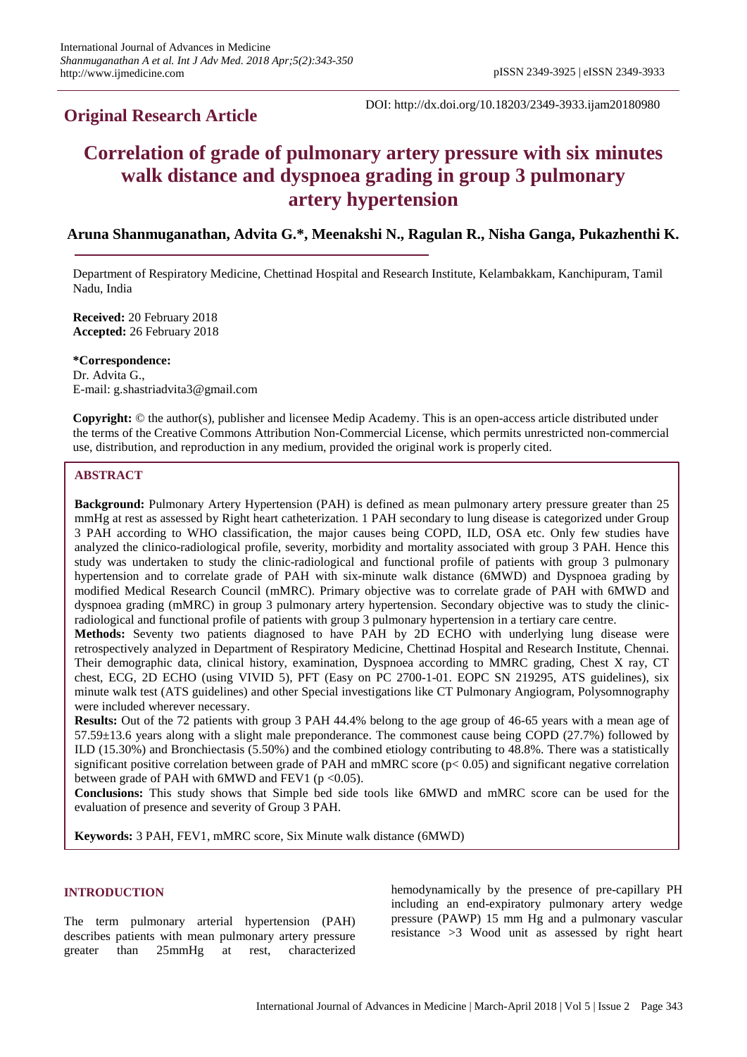**Original Research Article**

DOI: http://dx.doi.org/10.18203/2349-3933.ijam20180980

# Correlation of grade of pulmonary artery pressure with six minutes walk distance and dyspnoea grading in group 3 pulmonary artery hypertension

**Aruna Shanmuganathan, Advita G.\*, Meenakshi N., Ragulan R., Nisha Ganga, Pukazhenthi K.**

Department of Respiratory Medicine, Chettinad Hospital and Research Institute, Kelambakkam, Kanchipuram, Tamil Nadu, India

**Received:** 20 February 2018
**Accepted:** 26 February 2018

**\*Correspondence:**
Dr. Advita G.,
E-mail: g.shastriadvita3@gmail.com

**Copyright:** © the author(s), publisher and licensee Medip Academy. This is an open-access article distributed under the terms of the Creative Commons Attribution Non-Commercial License, which permits unrestricted non-commercial use, distribution, and reproduction in any medium, provided the original work is properly cited.

## ABSTRACT

**Background:** Pulmonary Artery Hypertension (PAH) is defined as mean pulmonary artery pressure greater than 25 mmHg at rest as assessed by Right heart catheterization. 1 PAH secondary to lung disease is categorized under Group 3 PAH according to WHO classification, the major causes being COPD, ILD, OSA etc. Only few studies have analyzed the clinico-radiological profile, severity, morbidity and mortality associated with group 3 PAH. Hence this study was undertaken to study the clinic-radiological and functional profile of patients with group 3 pulmonary hypertension and to correlate grade of PAH with six-minute walk distance (6MWD) and Dyspnoea grading by modified Medical Research Council (mMRC). Primary objective was to correlate grade of PAH with 6MWD and dyspnoea grading (mMRC) in group 3 pulmonary artery hypertension. Secondary objective was to study the clinic-radiological and functional profile of patients with group 3 pulmonary hypertension in a tertiary care centre.

**Methods:** Seventy two patients diagnosed to have PAH by 2D ECHO with underlying lung disease were retrospectively analyzed in Department of Respiratory Medicine, Chettinad Hospital and Research Institute, Chennai. Their demographic data, clinical history, examination, Dyspnoea according to MMRC grading, Chest X ray, CT chest, ECG, 2D ECHO (using VIVID 5), PFT (Easy on PC 2700-1-01. EOPC SN 219295, ATS guidelines), six minute walk test (ATS guidelines) and other Special investigations like CT Pulmonary Angiogram, Polysomnography were included wherever necessary.

**Results:** Out of the 72 patients with group 3 PAH 44.4% belong to the age group of 46-65 years with a mean age of 57.59±13.6 years along with a slight male preponderance. The commonest cause being COPD (27.7%) followed by ILD (15.30%) and Bronchiectasis (5.50%) and the combined etiology contributing to 48.8%. There was a statistically significant positive correlation between grade of PAH and mMRC score ($p< 0.05$) and significant negative correlation between grade of PAH with 6MWD and FEV1 ($p <0.05$).

**Conclusions:** This study shows that Simple bed side tools like 6MWD and mMRC score can be used for the evaluation of presence and severity of Group 3 PAH.

**Keywords:** 3 PAH, FEV1, mMRC score, Six Minute walk distance (6MWD)

## INTRODUCTION

The term pulmonary arterial hypertension (PAH) describes patients with mean pulmonary artery pressure greater than 25mmHg at rest, characterized hemodynamically by the presence of pre-capillary PH including an end-expiratory pulmonary artery wedge pressure (PAWP) 15 mm Hg and a pulmonary vascular resistance >3 Wood unit as assessed by right heart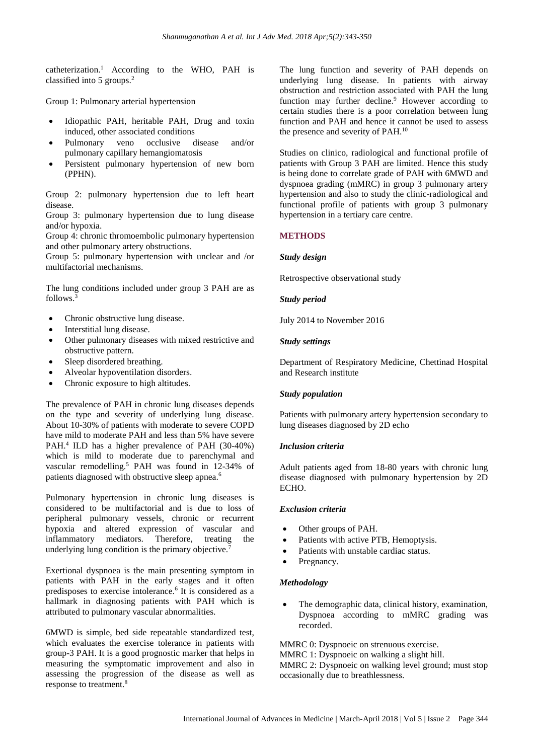catheterization.[1] According to the WHO, PAH is classified into 5 groups.[2]

Group 1: Pulmonary arterial hypertension

- Idiopathic PAH, heritable PAH, Drug and toxin induced, other associated conditions
- Pulmonary veno occlusive disease and/or pulmonary capillary hemangiomatosis
- Persistent pulmonary hypertension of new born (PPHN).

Group 2: pulmonary hypertension due to left heart disease.

Group 3: pulmonary hypertension due to lung disease and/or hypoxia.

Group 4: chronic thromoembolic pulmonary hypertension and other pulmonary artery obstructions.

Group 5: pulmonary hypertension with unclear and /or multifactorial mechanisms.

The lung conditions included under group 3 PAH are as follows.[3]

- Chronic obstructive lung disease.
- Interstitial lung disease.
- Other pulmonary diseases with mixed restrictive and obstructive pattern.
- Sleep disordered breathing.
- Alveolar hypoventilation disorders.
- Chronic exposure to high altitudes.

The prevalence of PAH in chronic lung diseases depends on the type and severity of underlying lung disease. About 10-30% of patients with moderate to severe COPD have mild to moderate PAH and less than 5% have severe PAH.[4] ILD has a higher prevalence of PAH (30-40%) which is mild to moderate due to parenchymal and vascular remodelling.[5] PAH was found in 12-34% of patients diagnosed with obstructive sleep apnea.[6]

Pulmonary hypertension in chronic lung diseases is considered to be multifactorial and is due to loss of peripheral pulmonary vessels, chronic or recurrent hypoxia and altered expression of vascular and inflammatory mediators. Therefore, treating the underlying lung condition is the primary objective.[7]

Exertional dyspnoea is the main presenting symptom in patients with PAH in the early stages and it often predisposes to exercise intolerance.[6] It is considered as a hallmark in diagnosing patients with PAH which is attributed to pulmonary vascular abnormalities.

6MWD is simple, bed side repeatable standardized test, which evaluates the exercise tolerance in patients with group-3 PAH. It is a good prognostic marker that helps in measuring the symptomatic improvement and also in assessing the progression of the disease as well as response to treatment.[8]

The lung function and severity of PAH depends on underlying lung disease. In patients with airway obstruction and restriction associated with PAH the lung function may further decline.[9] However according to certain studies there is a poor correlation between lung function and PAH and hence it cannot be used to assess the presence and severity of PAH.[10]

Studies on clinico, radiological and functional profile of patients with Group 3 PAH are limited. Hence this study is being done to correlate grade of PAH with 6MWD and dyspnoea grading (mMRC) in group 3 pulmonary artery hypertension and also to study the clinic-radiological and functional profile of patients with group 3 pulmonary hypertension in a tertiary care centre.

## METHODS

### *Study design*

Retrospective observational study

### *Study period*

July 2014 to November 2016

### *Study settings*

Department of Respiratory Medicine, Chettinad Hospital and Research institute

### *Study population*

Patients with pulmonary artery hypertension secondary to lung diseases diagnosed by 2D echo

### *Inclusion criteria*

Adult patients aged from 18-80 years with chronic lung disease diagnosed with pulmonary hypertension by 2D ECHO.

### *Exclusion criteria*

- Other groups of PAH.
- Patients with active PTB, Hemoptysis.
- Patients with unstable cardiac status.
- Pregnancy.

### *Methodology*

- The demographic data, clinical history, examination, Dyspnoea according to mMRC grading was recorded.

MMRC 0: Dyspnoeic on strenuous exercise.

MMRC 1: Dyspnoeic on walking a slight hill.

MMRC 2: Dyspnoeic on walking level ground; must stop occasionally due to breathlessness.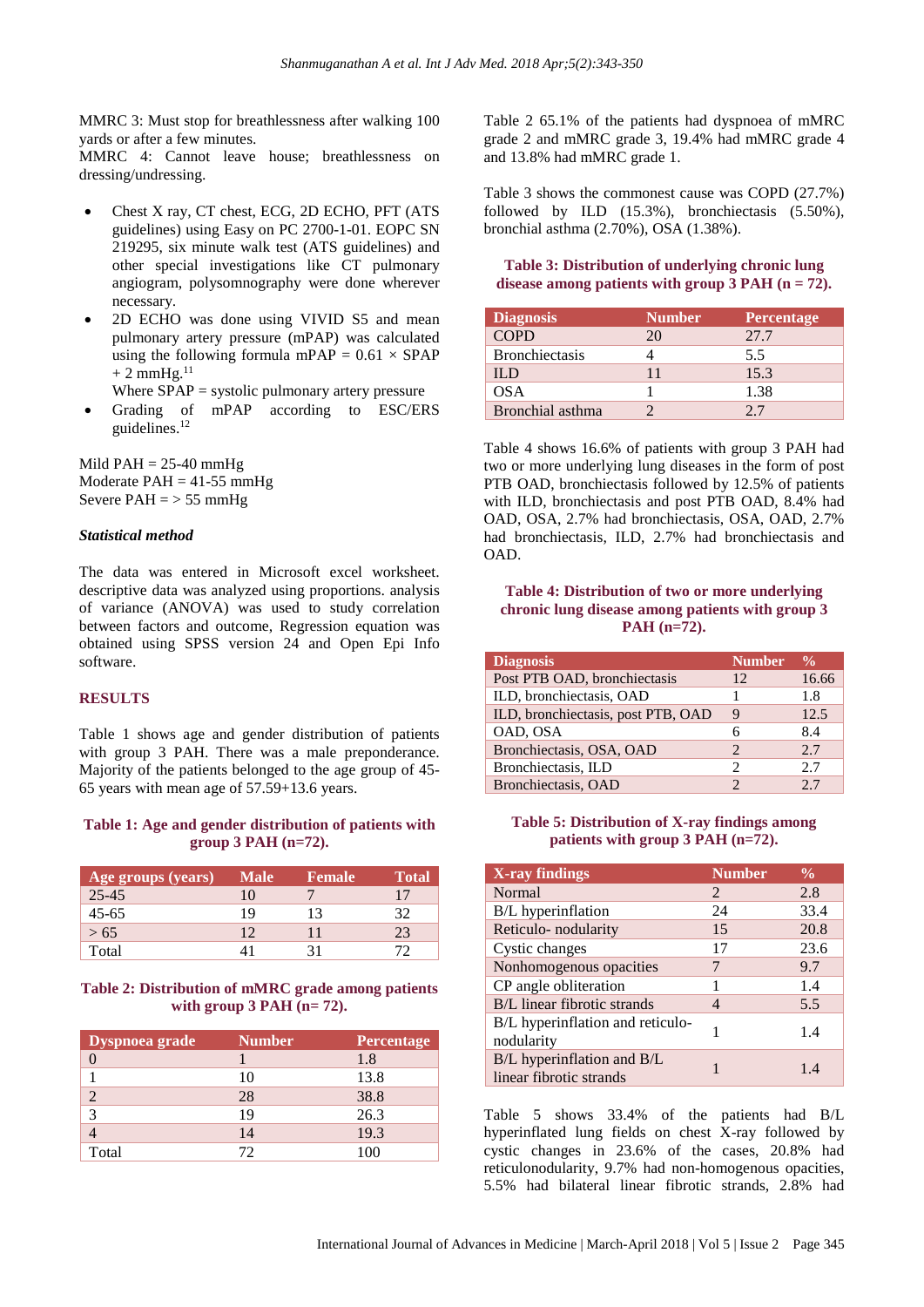MMRC 3: Must stop for breathlessness after walking 100 yards or after a few minutes.
MMRC 4: Cannot leave house; breathlessness on dressing/undressing.

- Chest X ray, CT chest, ECG, 2D ECHO, PFT (ATS guidelines) using Easy on PC 2700-1-01. EOPC SN 219295, six minute walk test (ATS guidelines) and other special investigations like CT pulmonary angiogram, polysomnography were done wherever necessary.
- 2D ECHO was done using VIVID S5 and mean pulmonary artery pressure (mPAP) was calculated using the following formula mPAP = 0.61 × SPAP + 2 mmHg.[11]
  Where SPAP = systolic pulmonary artery pressure
- Grading of mPAP according to ESC/ERS guidelines.[12]

Mild PAH = 25-40 mmHg
Moderate PAH = 41-55 mmHg
Severe PAH = > 55 mmHg

### *Statistical method*

The data was entered in Microsoft excel worksheet. descriptive data was analyzed using proportions. analysis of variance (ANOVA) was used to study correlation between factors and outcome, Regression equation was obtained using SPSS version 24 and Open Epi Info software.

## RESULTS

Table 1 shows age and gender distribution of patients with group 3 PAH. There was a male preponderance. Majority of the patients belonged to the age group of 45-65 years with mean age of 57.59+13.6 years.

**Table 1: Age and gender distribution of patients with group 3 PAH (n=72).**

| Age groups (years) | Male | Female | Total |
|---|---|---|---|
| 25-45 | 10 | 7 | 17 |
| 45-65 | 19 | 13 | 32 |
| > 65 | 12 | 11 | 23 |
| Total | 41 | 31 | 72 |

**Table 2: Distribution of mMRC grade among patients with group 3 PAH (n= 72).**

| Dyspnoea grade | Number | Percentage |
|---|---|---|
| 0 | 1 | 1.8 |
| 1 | 10 | 13.8 |
| 2 | 28 | 38.8 |
| 3 | 19 | 26.3 |
| 4 | 14 | 19.3 |
| Total | 72 | 100 |

Table 2 65.1% of the patients had dyspnoea of mMRC grade 2 and mMRC grade 3, 19.4% had mMRC grade 4 and 13.8% had mMRC grade 1.

Table 3 shows the commonest cause was COPD (27.7%) followed by ILD (15.3%), bronchiectasis (5.50%), bronchial asthma (2.70%), OSA (1.38%).

**Table 3: Distribution of underlying chronic lung disease among patients with group 3 PAH (n = 72).**

| Diagnosis | Number | Percentage |
|---|---|---|
| COPD | 20 | 27.7 |
| Bronchiectasis | 4 | 5.5 |
| ILD | 11 | 15.3 |
| OSA | 1 | 1.38 |
| Bronchial asthma | 2 | 2.7 |

Table 4 shows 16.6% of patients with group 3 PAH had two or more underlying lung diseases in the form of post PTB OAD, bronchiectasis followed by 12.5% of patients with ILD, bronchiectasis and post PTB OAD, 8.4% had OAD, OSA, 2.7% had bronchiectasis, OSA, OAD, 2.7% had bronchiectasis, ILD, 2.7% had bronchiectasis and OAD.

**Table 4: Distribution of two or more underlying chronic lung disease among patients with group 3 PAH (n=72).**

| Diagnosis | Number | % |
|---|---|---|
| Post PTB OAD, bronchiectasis | 12 | 16.66 |
| ILD, bronchiectasis, OAD | 1 | 1.8 |
| ILD, bronchiectasis, post PTB, OAD | 9 | 12.5 |
| OAD, OSA | 6 | 8.4 |
| Bronchiectasis, OSA, OAD | 2 | 2.7 |
| Bronchiectasis, ILD | 2 | 2.7 |
| Bronchiectasis, OAD | 2 | 2.7 |

**Table 5: Distribution of X-ray findings among patients with group 3 PAH (n=72).**

| X-ray findings | Number | % |
|---|---|---|
| Normal | 2 | 2.8 |
| B/L hyperinflation | 24 | 33.4 |
| Reticulo- nodularity | 15 | 20.8 |
| Cystic changes | 17 | 23.6 |
| Nonhomogenous opacities | 7 | 9.7 |
| CP angle obliteration | 1 | 1.4 |
| B/L linear fibrotic strands | 4 | 5.5 |
| B/L hyperinflation and reticulo-nodularity | 1 | 1.4 |
| B/L hyperinflation and B/L linear fibrotic strands | 1 | 1.4 |

Table 5 shows 33.4% of the patients had B/L hyperinflated lung fields on chest X-ray followed by cystic changes in 23.6% of the cases, 20.8% had reticulonodularity, 9.7% had non-homogenous opacities, 5.5% had bilateral linear fibrotic strands, 2.8% had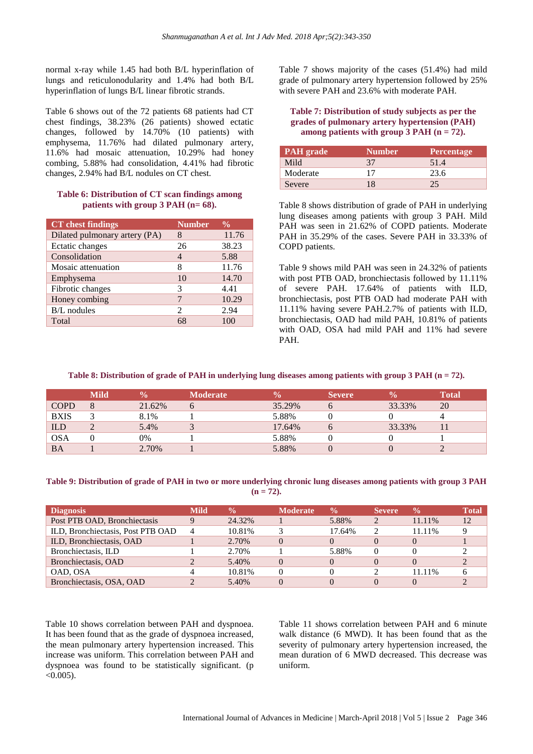normal x-ray while 1.45 had both B/L hyperinflation of lungs and reticulonodularity and 1.4% had both B/L hyperinflation of lungs B/L linear fibrotic strands.

Table 6 shows out of the 72 patients 68 patients had CT chest findings, 38.23% (26 patients) showed ectatic changes, followed by 14.70% (10 patients) with emphysema, 11.76% had dilated pulmonary artery, 11.6% had mosaic attenuation, 10.29% had honey combing, 5.88% had consolidation, 4.41% had fibrotic changes, 2.94% had B/L nodules on CT chest.

**Table 6: Distribution of CT scan findings among patients with group 3 PAH (n= 68).**

| CT chest findings | Number | % |
|---|---|---|
| Dilated pulmonary artery (PA) | 8 | 11.76 |
| Ectatic changes | 26 | 38.23 |
| Consolidation | 4 | 5.88 |
| Mosaic attenuation | 8 | 11.76 |
| Emphysema | 10 | 14.70 |
| Fibrotic changes | 3 | 4.41 |
| Honey combing | 7 | 10.29 |
| B/L nodules | 2 | 2.94 |
| Total | 68 | 100 |

Table 7 shows majority of the cases (51.4%) had mild grade of pulmonary artery hypertension followed by 25% with severe PAH and 23.6% with moderate PAH.

**Table 7: Distribution of study subjects as per the grades of pulmonary artery hypertension (PAH) among patients with group 3 PAH (n = 72).**

| PAH grade | Number | Percentage |
|---|---|---|
| Mild | 37 | 51.4 |
| Moderate | 17 | 23.6 |
| Severe | 18 | 25 |

Table 8 shows distribution of grade of PAH in underlying lung diseases among patients with group 3 PAH. Mild PAH was seen in 21.62% of COPD patients. Moderate PAH in 35.29% of the cases. Severe PAH in 33.33% of COPD patients.

Table 9 shows mild PAH was seen in 24.32% of patients with post PTB OAD, bronchiectasis followed by 11.11% of severe PAH. 17.64% of patients with ILD, bronchiectasis, post PTB OAD had moderate PAH with 11.11% having severe PAH.2.7% of patients with ILD, bronchiectasis, OAD had mild PAH, 10.81% of patients with OAD, OSA had mild PAH and 11% had severe PAH.

**Table 8: Distribution of grade of PAH in underlying lung diseases among patients with group 3 PAH (n = 72).**

| | Mild | % | Moderate | % | Severe | % | Total |
|---|---|---|---|---|---|---|---|
| COPD | 8 | 21.62% | 6 | 35.29% | 6 | 33.33% | 20 |
| BXIS | 3 | 8.1% | 1 | 5.88% | 0 | 0 | 4 |
| ILD | 2 | 5.4% | 3 | 17.64% | 6 | 33.33% | 11 |
| OSA | 0 | 0% | 1 | 5.88% | 0 | 0 | 1 |
| BA | 1 | 2.70% | 1 | 5.88% | 0 | 0 | 2 |

**Table 9: Distribution of grade of PAH in two or more underlying chronic lung diseases among patients with group 3 PAH (n = 72).**

| Diagnosis | Mild | % | Moderate | % | Severe | % | Total |
|---|---|---|---|---|---|---|---|
| Post PTB OAD, Bronchiectasis | 9 | 24.32% | 1 | 5.88% | 2 | 11.11% | 12 |
| ILD, Bronchiectasis, Post PTB OAD | 4 | 10.81% | 3 | 17.64% | 2 | 11.11% | 9 |
| ILD, Bronchiectasis, OAD | 1 | 2.70% | 0 | 0 | 0 | 0 | 1 |
| Bronchiectasis, ILD | 1 | 2.70% | 1 | 5.88% | 0 | 0 | 2 |
| Bronchiectasis, OAD | 2 | 5.40% | 0 | 0 | 0 | 0 | 2 |
| OAD, OSA | 4 | 10.81% | 0 | 0 | 2 | 11.11% | 6 |
| Bronchiectasis, OSA, OAD | 2 | 5.40% | 0 | 0 | 0 | 0 | 2 |

Table 10 shows correlation between PAH and dyspnoea. It has been found that as the grade of dyspnoea increased, the mean pulmonary artery hypertension increased. This increase was uniform. This correlation between PAH and dyspnoea was found to be statistically significant. ($p < 0.005$).

Table 11 shows correlation between PAH and 6 minute walk distance (6 MWD). It has been found that as the severity of pulmonary artery hypertension increased, the mean duration of 6 MWD decreased. This decrease was uniform.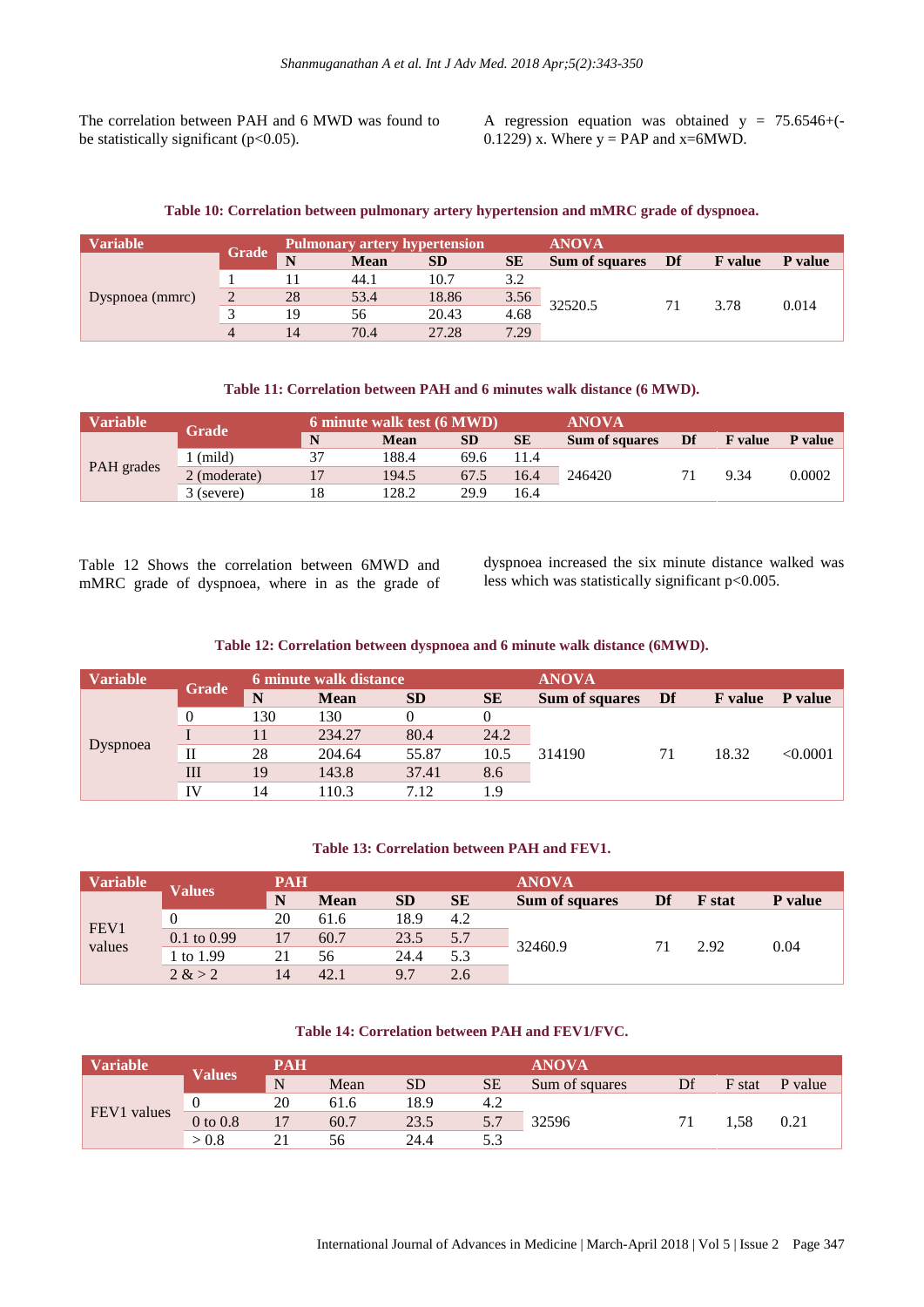The correlation between PAH and 6 MWD was found to be statistically significant ($p<0.05$).

A regression equation was obtained $y = 75.6546+(-0.1229)x$. Where y = PAP and x=6MWD.

**Table 10: Correlation between pulmonary artery hypertension and mMRC grade of dyspnoea.**

| Variable | Grade | Pulmonary artery hypertension | | | | ANOVA | | | |
|---|---|---|---|---|---|---|---|---|---|
| | | N | Mean | SD | SE | Sum of squares | Df | F value | P value |
| Dyspnoea (mmrc) | 1 | 11 | 44.1 | 10.7 | 3.2 | 32520.5 | 71 | 3.78 | 0.014 |
| | 2 | 28 | 53.4 | 18.86 | 3.56 | | | | |
| | 3 | 19 | 56 | 20.43 | 4.68 | | | | |
| | 4 | 14 | 70.4 | 27.28 | 7.29 | | | | |

**Table 11: Correlation between PAH and 6 minutes walk distance (6 MWD).**

| Variable | Grade | 6 minute walk test (6 MWD) | | | | ANOVA | | | |
|---|---|---|---|---|---|---|---|---|---|
| | | N | Mean | SD | SE | Sum of squares | Df | F value | P value |
| PAH grades | 1 (mild) | 37 | 188.4 | 69.6 | 11.4 | 246420 | 71 | 9.34 | 0.0002 |
| | 2 (moderate) | 17 | 194.5 | 67.5 | 16.4 | | | | |
| | 3 (severe) | 18 | 128.2 | 29.9 | 16.4 | | | | |

Table 12 Shows the correlation between 6MWD and mMRC grade of dyspnoea, where in as the grade of dyspnoea increased the six minute distance walked was less which was statistically significant $p<0.005$.

**Table 12: Correlation between dyspnoea and 6 minute walk distance (6MWD).**

| Variable | Grade | 6 minute walk distance | | | | ANOVA | | | |
|---|---|---|---|---|---|---|---|---|---|
| | | N | Mean | SD | SE | Sum of squares | Df | F value | P value |
| Dyspnoea | 0 | 130 | 130 | 0 | 0 | 314190 | 71 | 18.32 | <0.0001 |
| | I | 11 | 234.27 | 80.4 | 24.2 | | | | |
| | II | 28 | 204.64 | 55.87 | 10.5 | | | | |
| | III | 19 | 143.8 | 37.41 | 8.6 | | | | |
| | IV | 14 | 110.3 | 7.12 | 1.9 | | | | |

**Table 13: Correlation between PAH and FEV1.**

| Variable | Values | PAH | | | | ANOVA | | | |
|---|---|---|---|---|---|---|---|---|---|
| | | N | Mean | SD | SE | Sum of squares | Df | F stat | P value |
| FEV1 values | 0 | 20 | 61.6 | 18.9 | 4.2 | 32460.9 | 71 | 2.92 | 0.04 |
| | 0.1 to 0.99 | 17 | 60.7 | 23.5 | 5.7 | | | | |
| | 1 to 1.99 | 21 | 56 | 24.4 | 5.3 | | | | |
| | 2 & > 2 | 14 | 42.1 | 9.7 | 2.6 | | | | |

**Table 14: Correlation between PAH and FEV1/FVC.**

| Variable | Values | PAH | | | | ANOVA | | | |
|---|---|---|---|---|---|---|---|---|---|
| | | N | Mean | SD | SE | Sum of squares | Df | F stat | P value |
| FEV1 values | 0 | 20 | 61.6 | 18.9 | 4.2 | 32596 | 71 | 1,58 | 0.21 |
| | 0 to 0.8 | 17 | 60.7 | 23.5 | 5.7 | | | | |
| | > 0.8 | 21 | 56 | 24.4 | 5.3 | | | | |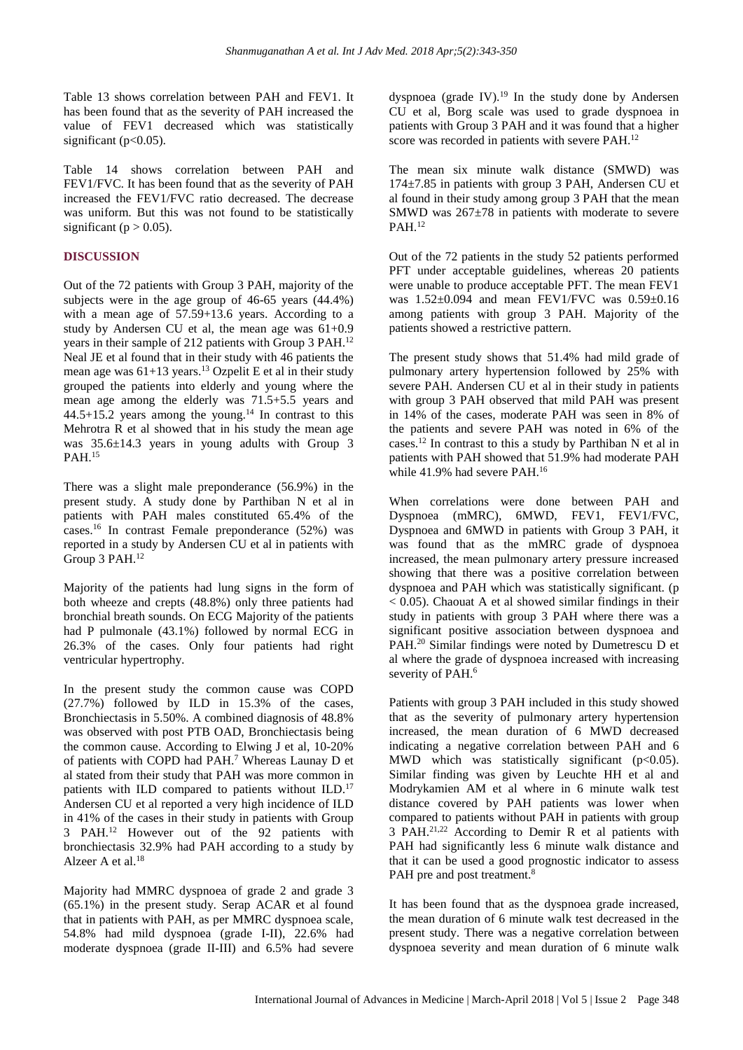Table 13 shows correlation between PAH and FEV1. It has been found that as the severity of PAH increased the value of FEV1 decreased which was statistically significant ($p<0.05$).

Table 14 shows correlation between PAH and FEV1/FVC. It has been found that as the severity of PAH increased the FEV1/FVC ratio decreased. The decrease was uniform. But this was not found to be statistically significant ($p > 0.05$).

## DISCUSSION

Out of the 72 patients with Group 3 PAH, majority of the subjects were in the age group of 46-65 years (44.4%) with a mean age of 57.59+13.6 years. According to a study by Andersen CU et al, the mean age was 61+0.9 years in their sample of 212 patients with Group 3 PAH.[12] Neal JE et al found that in their study with 46 patients the mean age was 61+13 years.[13] Ozpelit E et al in their study grouped the patients into elderly and young where the mean age among the elderly was 71.5+5.5 years and 44.5+15.2 years among the young.[14] In contrast to this Mehrotra R et al showed that in his study the mean age was 35.6±14.3 years in young adults with Group 3 PAH.[15]

There was a slight male preponderance (56.9%) in the present study. A study done by Parthiban N et al in patients with PAH males constituted 65.4% of the cases.[16] In contrast Female preponderance (52%) was reported in a study by Andersen CU et al in patients with Group 3 PAH.[12]

Majority of the patients had lung signs in the form of both wheeze and crepts (48.8%) only three patients had bronchial breath sounds. On ECG Majority of the patients had P pulmonale (43.1%) followed by normal ECG in 26.3% of the cases. Only four patients had right ventricular hypertrophy.

In the present study the common cause was COPD (27.7%) followed by ILD in 15.3% of the cases, Bronchiectasis in 5.50%. A combined diagnosis of 48.8% was observed with post PTB OAD, Bronchiectasis being the common cause. According to Elwing J et al, 10-20% of patients with COPD had PAH.[7] Whereas Launay D et al stated from their study that PAH was more common in patients with ILD compared to patients without ILD.[17] Andersen CU et al reported a very high incidence of ILD in 41% of the cases in their study in patients with Group 3 PAH.[12] However out of the 92 patients with bronchiectasis 32.9% had PAH according to a study by Alzeer A et al.[18]

Majority had MMRC dyspnoea of grade 2 and grade 3 (65.1%) in the present study. Serap ACAR et al found that in patients with PAH, as per MMRC dyspnoea scale, 54.8% had mild dyspnoea (grade I-II), 22.6% had moderate dyspnoea (grade II-III) and 6.5% had severe dyspnoea (grade IV).[19] In the study done by Andersen CU et al, Borg scale was used to grade dyspnoea in patients with Group 3 PAH and it was found that a higher score was recorded in patients with severe PAH.[12]

The mean six minute walk distance (SMWD) was 174±7.85 in patients with group 3 PAH, Andersen CU et al found in their study among group 3 PAH that the mean SMWD was 267±78 in patients with moderate to severe PAH.[12]

Out of the 72 patients in the study 52 patients performed PFT under acceptable guidelines, whereas 20 patients were unable to produce acceptable PFT. The mean FEV1 was 1.52±0.094 and mean FEV1/FVC was 0.59±0.16 among patients with group 3 PAH. Majority of the patients showed a restrictive pattern.

The present study shows that 51.4% had mild grade of pulmonary artery hypertension followed by 25% with severe PAH. Andersen CU et al in their study in patients with group 3 PAH observed that mild PAH was present in 14% of the cases, moderate PAH was seen in 8% of the patients and severe PAH was noted in 6% of the cases.[12] In contrast to this a study by Parthiban N et al in patients with PAH showed that 51.9% had moderate PAH while 41.9% had severe PAH.[16]

When correlations were done between PAH and Dyspnoea (mMRC), 6MWD, FEV1, FEV1/FVC, Dyspnoea and 6MWD in patients with Group 3 PAH, it was found that as the mMRC grade of dyspnoea increased, the mean pulmonary artery pressure increased showing that there was a positive correlation between dyspnoea and PAH which was statistically significant. ($p < 0.05$). Chaouat A et al showed similar findings in their study in patients with group 3 PAH where there was a significant positive association between dyspnoea and PAH.[20] Similar findings were noted by Dumetrescu D et al where the grade of dyspnoea increased with increasing severity of PAH.[6]

Patients with group 3 PAH included in this study showed that as the severity of pulmonary artery hypertension increased, the mean duration of 6 MWD decreased indicating a negative correlation between PAH and 6 MWD which was statistically significant ($p<0.05$). Similar finding was given by Leuchte HH et al and Modrykamien AM et al where in 6 minute walk test distance covered by PAH patients was lower when compared to patients without PAH in patients with group 3 PAH.[21,22] According to Demir R et al patients with PAH had significantly less 6 minute walk distance and that it can be used a good prognostic indicator to assess PAH pre and post treatment.[8]

It has been found that as the dyspnoea grade increased, the mean duration of 6 minute walk test decreased in the present study. There was a negative correlation between dyspnoea severity and mean duration of 6 minute walk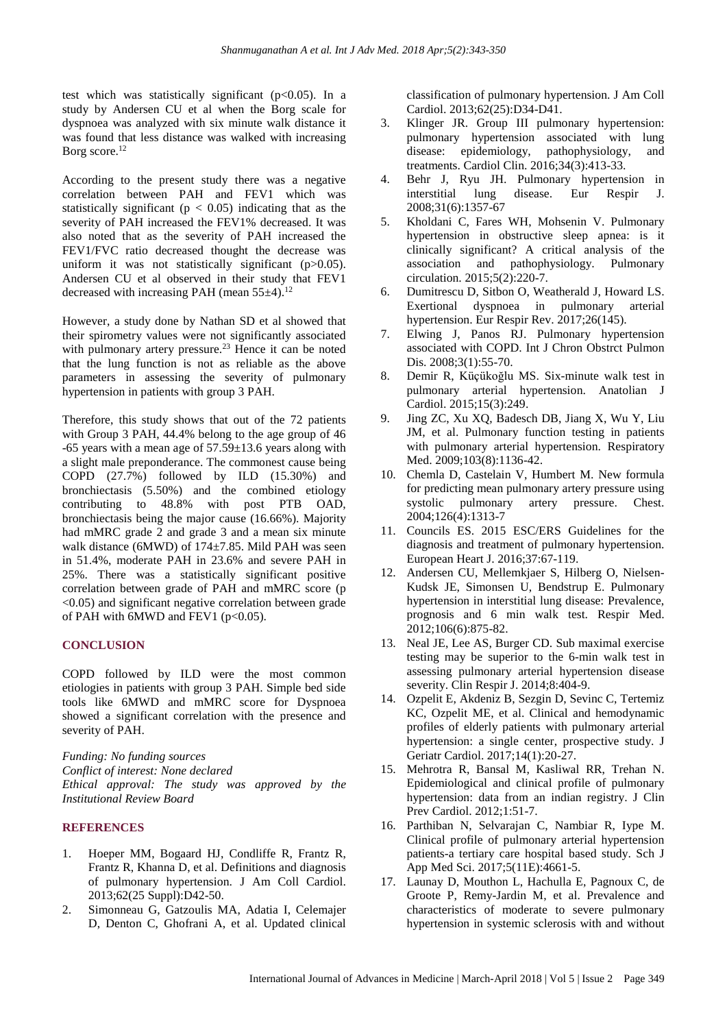test which was statistically significant ($p<0.05$). In a study by Andersen CU et al when the Borg scale for dyspnoea was analyzed with six minute walk distance it was found that less distance was walked with increasing Borg score.[12]

According to the present study there was a negative correlation between PAH and FEV1 which was statistically significant ($p < 0.05$) indicating that as the severity of PAH increased the FEV1% decreased. It was also noted that as the severity of PAH increased the FEV1/FVC ratio decreased thought the decrease was uniform it was not statistically significant ($p>0.05$). Andersen CU et al observed in their study that FEV1 decreased with increasing PAH (mean 55±4).[12]

However, a study done by Nathan SD et al showed that their spirometry values were not significantly associated with pulmonary artery pressure.[23] Hence it can be noted that the lung function is not as reliable as the above parameters in assessing the severity of pulmonary hypertension in patients with group 3 PAH.

Therefore, this study shows that out of the 72 patients with Group 3 PAH, 44.4% belong to the age group of 46 -65 years with a mean age of 57.59±13.6 years along with a slight male preponderance. The commonest cause being COPD (27.7%) followed by ILD (15.30%) and bronchiectasis (5.50%) and the combined etiology contributing to 48.8% with post PTB OAD, bronchiectasis being the major cause (16.66%). Majority had mMRC grade 2 and grade 3 and a mean six minute walk distance (6MWD) of 174±7.85. Mild PAH was seen in 51.4%, moderate PAH in 23.6% and severe PAH in 25%. There was a statistically significant positive correlation between grade of PAH and mMRC score ($p <0.05$) and significant negative correlation between grade of PAH with 6MWD and FEV1 ($p<0.05$).

## CONCLUSION

COPD followed by ILD were the most common etiologies in patients with group 3 PAH. Simple bed side tools like 6MWD and mMRC score for Dyspnoea showed a significant correlation with the presence and severity of PAH.

*Funding: No funding sources*
*Conflict of interest: None declared*
*Ethical approval: The study was approved by the Institutional Review Board*

## REFERENCES

1. Hoeper MM, Bogaard HJ, Condliffe R, Frantz R, Frantz R, Khanna D, et al. Definitions and diagnosis of pulmonary hypertension. J Am Coll Cardiol. 2013;62(25 Suppl):D42-50.
2. Simonneau G, Gatzoulis MA, Adatia I, Celemajer D, Denton C, Ghofrani A, et al. Updated clinical classification of pulmonary hypertension. J Am Coll Cardiol. 2013;62(25):D34-D41.
3. Klinger JR. Group III pulmonary hypertension: pulmonary hypertension associated with lung disease: epidemiology, pathophysiology, and treatments. Cardiol Clin. 2016;34(3):413-33.
4. Behr J, Ryu JH. Pulmonary hypertension in interstitial lung disease. Eur Respir J. 2008;31(6):1357-67
5. Kholdani C, Fares WH, Mohsenin V. Pulmonary hypertension in obstructive sleep apnea: is it clinically significant? A critical analysis of the association and pathophysiology. Pulmonary circulation. 2015;5(2):220-7.
6. Dumitrescu D, Sitbon O, Weatherald J, Howard LS. Exertional dyspnoea in pulmonary arterial hypertension. Eur Respir Rev. 2017;26(145).
7. Elwing J, Panos RJ. Pulmonary hypertension associated with COPD. Int J Chron Obstrct Pulmon Dis. 2008;3(1):55-70.
8. Demir R, Küçükoğlu MS. Six-minute walk test in pulmonary arterial hypertension. Anatolian J Cardiol. 2015;15(3):249.
9. Jing ZC, Xu XQ, Badesch DB, Jiang X, Wu Y, Liu JM, et al. Pulmonary function testing in patients with pulmonary arterial hypertension. Respiratory Med. 2009;103(8):1136-42.
10. Chemla D, Castelain V, Humbert M. New formula for predicting mean pulmonary artery pressure using systolic pulmonary artery pressure. Chest. 2004;126(4):1313-7
11. Councils ES. 2015 ESC/ERS Guidelines for the diagnosis and treatment of pulmonary hypertension. European Heart J. 2016;37:67-119.
12. Andersen CU, Mellemkjaer S, Hilberg O, Nielsen-Kudsk JE, Simonsen U, Bendstrup E. Pulmonary hypertension in interstitial lung disease: Prevalence, prognosis and 6 min walk test. Respir Med. 2012;106(6):875-82.
13. Neal JE, Lee AS, Burger CD. Sub maximal exercise testing may be superior to the 6-min walk test in assessing pulmonary arterial hypertension disease severity. Clin Respir J. 2014;8:404-9.
14. Ozpelit E, Akdeniz B, Sezgin D, Sevinc C, Tertemiz KC, Ozpelit ME, et al. Clinical and hemodynamic profiles of elderly patients with pulmonary arterial hypertension: a single center, prospective study. J Geriatr Cardiol. 2017;14(1):20-27.
15. Mehrotra R, Bansal M, Kasliwal RR, Trehan N. Epidemiological and clinical profile of pulmonary hypertension: data from an indian registry. J Clin Prev Cardiol. 2012;1:51-7.
16. Parthiban N, Selvarajan C, Nambiar R, Iype M. Clinical profile of pulmonary arterial hypertension patients-a tertiary care hospital based study. Sch J App Med Sci. 2017;5(11E):4661-5.
17. Launay D, Mouthon L, Hachulla E, Pagnoux C, de Groote P, Remy-Jardin M, et al. Prevalence and characteristics of moderate to severe pulmonary hypertension in systemic sclerosis with and without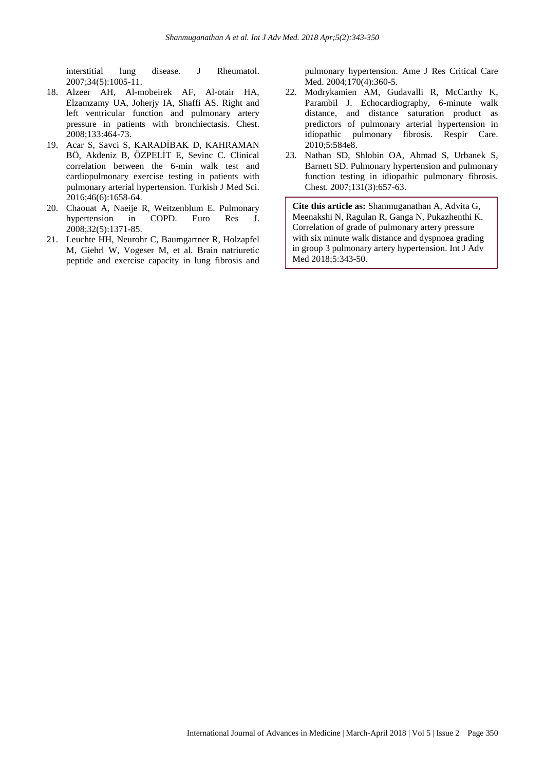interstitial lung disease. J Rheumatol. 2007;34(5):1005-11.

18. Alzeer AH, Al-mobeirek AF, Al-otair HA, Elzamzamy UA, Joherjy IA, Shaffi AS. Right and left ventricular function and pulmonary artery pressure in patients with bronchiectasis. Chest. 2008;133:464-73.
19. Acar S, Savci S, KARADİBAK D, KAHRAMAN BÖ, Akdeniz B, ÖZPELİT E, Sevinc C. Clinical correlation between the 6-min walk test and cardiopulmonary exercise testing in patients with pulmonary arterial hypertension. Turkish J Med Sci. 2016;46(6):1658-64.
20. Chaouat A, Naeije R, Weitzenblum E. Pulmonary hypertension in COPD. Euro Res J. 2008;32(5):1371-85.
21. Leuchte HH, Neurohr C, Baumgartner R, Holzapfel M, Giehrl W, Vogeser M, et al. Brain natriuretic peptide and exercise capacity in lung fibrosis and pulmonary hypertension. Ame J Res Critical Care Med. 2004;170(4):360-5.
22. Modrykamien AM, Gudavalli R, McCarthy K, Parambil J. Echocardiography, 6-minute walk distance, and distance saturation product as predictors of pulmonary arterial hypertension in idiopathic pulmonary fibrosis. Respir Care. 2010;5:584e8.
23. Nathan SD, Shlobin OA, Ahmad S, Urbanek S, Barnett SD. Pulmonary hypertension and pulmonary function testing in idiopathic pulmonary fibrosis. Chest. 2007;131(3):657-63.

**Cite this article as:** Shanmuganathan A, Advita G, Meenakshi N, Ragulan R, Ganga N, Pukazhenthi K. Correlation of grade of pulmonary artery pressure with six minute walk distance and dyspnoea grading in group 3 pulmonary artery hypertension. Int J Adv Med 2018;5:343-50.